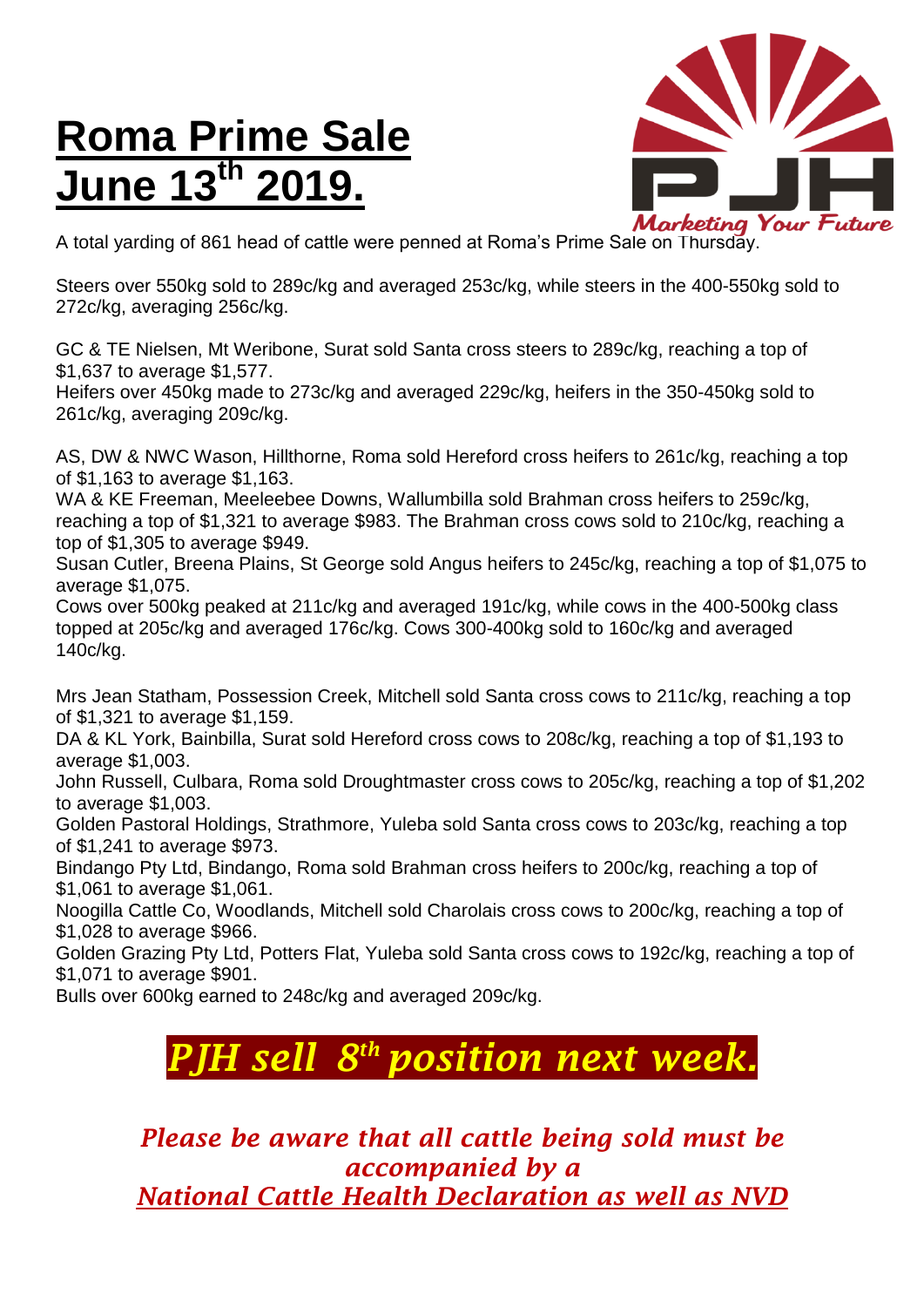# Roma Prime Sale June 13th 2019.

PJH
Marketing Your Future

A total yarding of 861 head of cattle were penned at Roma's Prime Sale on Thursday.

Steers over 550kg sold to 289c/kg and averaged 253c/kg, while steers in the 400-550kg sold to 272c/kg, averaging 256c/kg.

GC & TE Nielsen, Mt Weribone, Surat sold Santa cross steers to 289c/kg, reaching a top of $1,637 to average $1,577.
Heifers over 450kg made to 273c/kg and averaged 229c/kg, heifers in the 350-450kg sold to 261c/kg, averaging 209c/kg.

AS, DW & NWC Wason, Hillthorne, Roma sold Hereford cross heifers to 261c/kg, reaching a top of $1,163 to average $1,163.
WA & KE Freeman, Meeleebee Downs, Wallumbilla sold Brahman cross heifers to 259c/kg, reaching a top of $1,321 to average $983. The Brahman cross cows sold to 210c/kg, reaching a top of $1,305 to average $949.
Susan Cutler, Breena Plains, St George sold Angus heifers to 245c/kg, reaching a top of $1,075 to average $1,075.
Cows over 500kg peaked at 211c/kg and averaged 191c/kg, while cows in the 400-500kg class topped at 205c/kg and averaged 176c/kg. Cows 300-400kg sold to 160c/kg and averaged 140c/kg.

Mrs Jean Statham, Possession Creek, Mitchell sold Santa cross cows to 211c/kg, reaching a top of $1,321 to average $1,159.
DA & KL York, Bainbilla, Surat sold Hereford cross cows to 208c/kg, reaching a top of $1,193 to average $1,003.
John Russell, Culbara, Roma sold Droughtmaster cross cows to 205c/kg, reaching a top of $1,202 to average $1,003.
Golden Pastoral Holdings, Strathmore, Yuleba sold Santa cross cows to 203c/kg, reaching a top of $1,241 to average $973.
Bindango Pty Ltd, Bindango, Roma sold Brahman cross heifers to 200c/kg, reaching a top of $1,061 to average $1,061.
Noogilla Cattle Co, Woodlands, Mitchell sold Charolais cross cows to 200c/kg, reaching a top of $1,028 to average $966.
Golden Grazing Pty Ltd, Potters Flat, Yuleba sold Santa cross cows to 192c/kg, reaching a top of $1,071 to average $901.
Bulls over 600kg earned to 248c/kg and averaged 209c/kg.

## *PJH sell 8th position next week.*

***Please be aware that all cattle being sold must be accompanied by a National Cattle Health Declaration as well as NVD***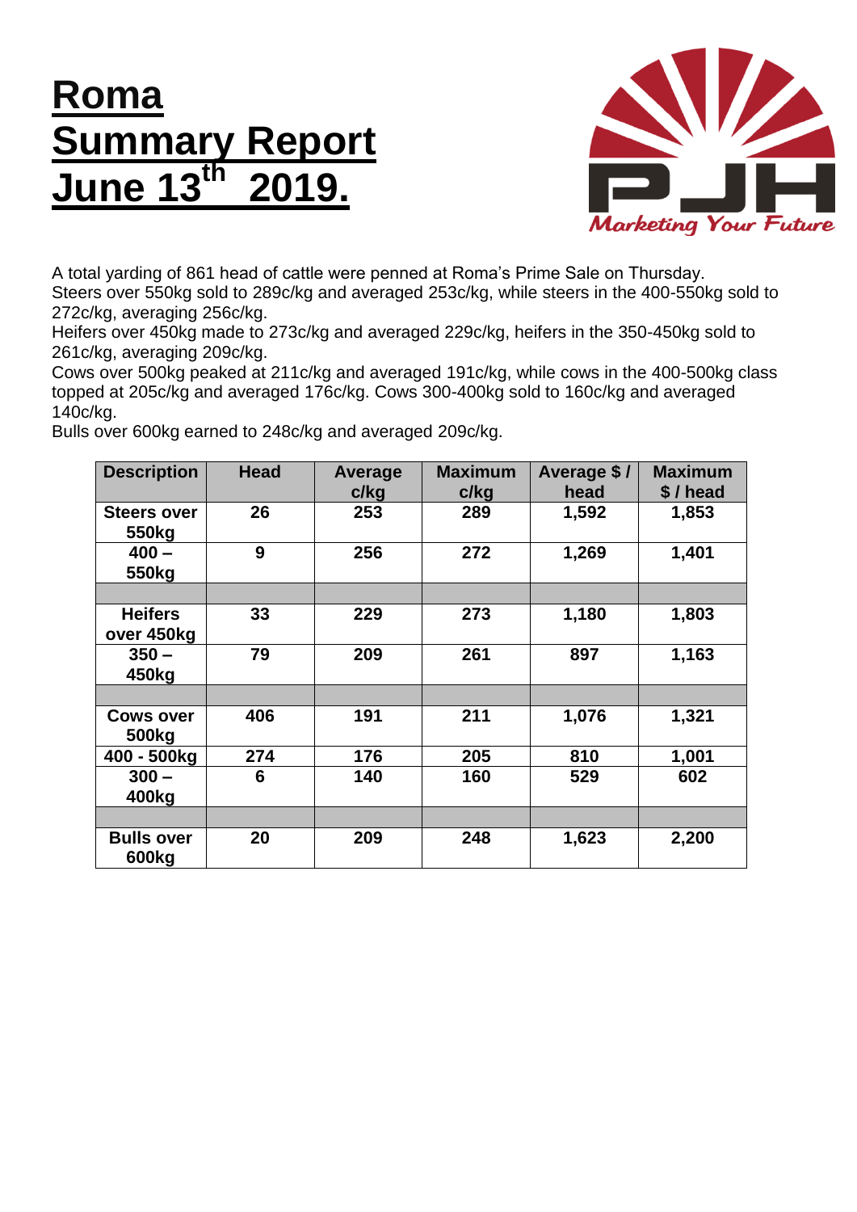# Roma Summary Report June 13th 2019.

PJH

*Marketing Your Future*

A total yarding of 861 head of cattle were penned at Roma's Prime Sale on Thursday. Steers over 550kg sold to 289c/kg and averaged 253c/kg, while steers in the 400-550kg sold to 272c/kg, averaging 256c/kg.
Heifers over 450kg made to 273c/kg and averaged 229c/kg, heifers in the 350-450kg sold to 261c/kg, averaging 209c/kg.
Cows over 500kg peaked at 211c/kg and averaged 191c/kg, while cows in the 400-500kg class topped at 205c/kg and averaged 176c/kg. Cows 300-400kg sold to 160c/kg and averaged 140c/kg.
Bulls over 600kg earned to 248c/kg and averaged 209c/kg.

| Description | Head | Average c/kg | Maximum c/kg | Average $ / head | Maximum $ / head |
|---|---|---|---|---|---|
| Steers over 550kg | 26 | 253 | 289 | 1,592 | 1,853 |
| 400 – 550kg | 9 | 256 | 272 | 1,269 | 1,401 |
| | | | | | |
| Heifers over 450kg | 33 | 229 | 273 | 1,180 | 1,803 |
| 350 – 450kg | 79 | 209 | 261 | 897 | 1,163 |
| | | | | | |
| Cows over 500kg | 406 | 191 | 211 | 1,076 | 1,321 |
| 400 - 500kg | 274 | 176 | 205 | 810 | 1,001 |
| 300 – 400kg | 6 | 140 | 160 | 529 | 602 |
| | | | | | |
| Bulls over 600kg | 20 | 209 | 248 | 1,623 | 2,200 |